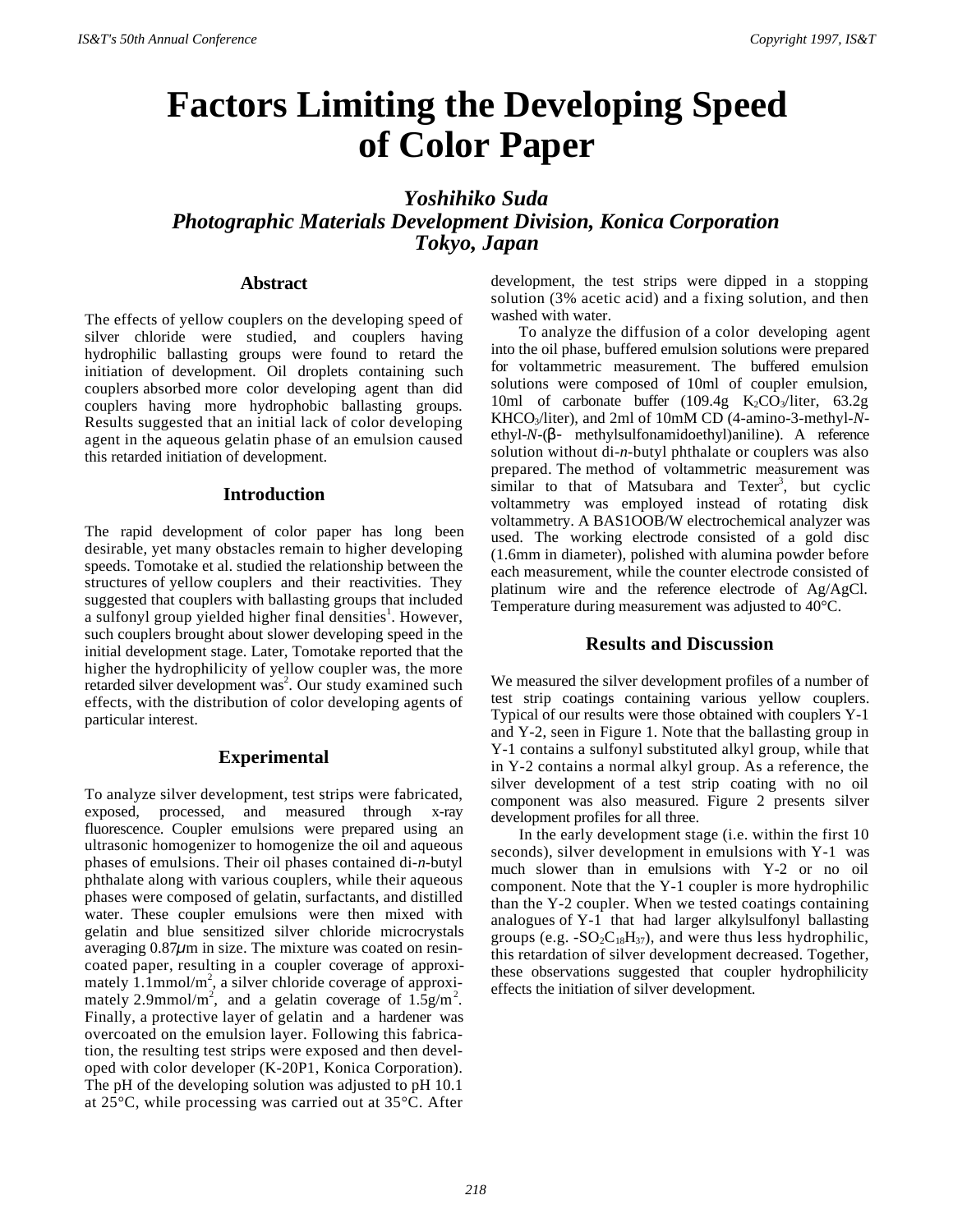# Factors Limiting the Developing Speed of Color Paper

### *Yoshihiko Suda*
### *Photographic Materials Development Division, Konica Corporation Tokyo, Japan*

## Abstract

The effects of yellow couplers on the developing speed of silver chloride were studied, and couplers having hydrophilic ballasting groups were found to retard the initiation of development. Oil droplets containing such couplers absorbed more color developing agent than did couplers having more hydrophobic ballasting groups. Results suggested that an initial lack of color developing agent in the aqueous gelatin phase of an emulsion caused this retarded initiation of development.

## Introduction

The rapid development of color paper has long been desirable, yet many obstacles remain to higher developing speeds. Tomotake et al. studied the relationship between the structures of yellow couplers and their reactivities. They suggested that couplers with ballasting groups that included a sulfonyl group yielded higher final densities[1]. However, such couplers brought about slower developing speed in the initial development stage. Later, Tomotake reported that the higher the hydrophilicity of yellow coupler was, the more retarded silver development was[2]. Our study examined such effects, with the distribution of color developing agents of particular interest.

## Experimental

To analyze silver development, test strips were fabricated, exposed, processed, and measured through x-ray fluorescence. Coupler emulsions were prepared using an ultrasonic homogenizer to homogenize the oil and aqueous phases of emulsions. Their oil phases contained di-*n*-butyl phthalate along with various couplers, while their aqueous phases were composed of gelatin, surfactants, and distilled water. These coupler emulsions were then mixed with gelatin and blue sensitized silver chloride microcrystals averaging 0.87$\mu$m in size. The mixture was coated on resin-coated paper, resulting in a coupler coverage of approximately 1.1mmol/$m^2$, a silver chloride coverage of approximately 2.9mmol/$m^2$, and a gelatin coverage of 1.5g/$m^2$. Finally, a protective layer of gelatin and a hardener was overcoated on the emulsion layer. Following this fabrication, the resulting test strips were exposed and then developed with color developer (K-20P1, Konica Corporation). The pH of the developing solution was adjusted to pH 10.1 at 25°C, while processing was carried out at 35°C. After development, the test strips were dipped in a stopping solution (3% acetic acid) and a fixing solution, and then washed with water.

To analyze the diffusion of a color developing agent into the oil phase, buffered emulsion solutions were prepared for voltammetric measurement. The buffered emulsion solutions were composed of 10ml of coupler emulsion, 10ml of carbonate buffer (109.4g $K_2CO_3$/liter, 63.2g $KHCO_3$/liter), and 2ml of 10mM CD (4-amino-3-methyl-*N*-ethyl-*N*-($\beta$- methylsulfonamidoethyl)aniline). A reference solution without di-*n*-butyl phthalate or couplers was also prepared. The method of voltammetric measurement was similar to that of Matsubara and Texter[3], but cyclic voltammetry was employed instead of rotating disk voltammetry. A BAS1OOB/W electrochemical analyzer was used. The working electrode consisted of a gold disc (1.6mm in diameter), polished with alumina powder before each measurement, while the counter electrode consisted of platinum wire and the reference electrode of Ag/AgCl. Temperature during measurement was adjusted to 40°C.

## Results and Discussion

We measured the silver development profiles of a number of test strip coatings containing various yellow couplers. Typical of our results were those obtained with couplers Y-1 and Y-2, seen in Figure 1. Note that the ballasting group in Y-1 contains a sulfonyl substituted alkyl group, while that in Y-2 contains a normal alkyl group. As a reference, the silver development of a test strip coating with no oil component was also measured. Figure 2 presents silver development profiles for all three.

In the early development stage (i.e. within the first 10 seconds), silver development in emulsions with Y-1 was much slower than in emulsions with Y-2 or no oil component. Note that the Y-1 coupler is more hydrophilic than the Y-2 coupler. When we tested coatings containing analogues of Y-1 that had larger alkylsulfonyl ballasting groups (e.g. -$SO_2C_{18}H_{37}$), and were thus less hydrophilic, this retardation of silver development decreased. Together, these observations suggested that coupler hydrophilicity effects the initiation of silver development.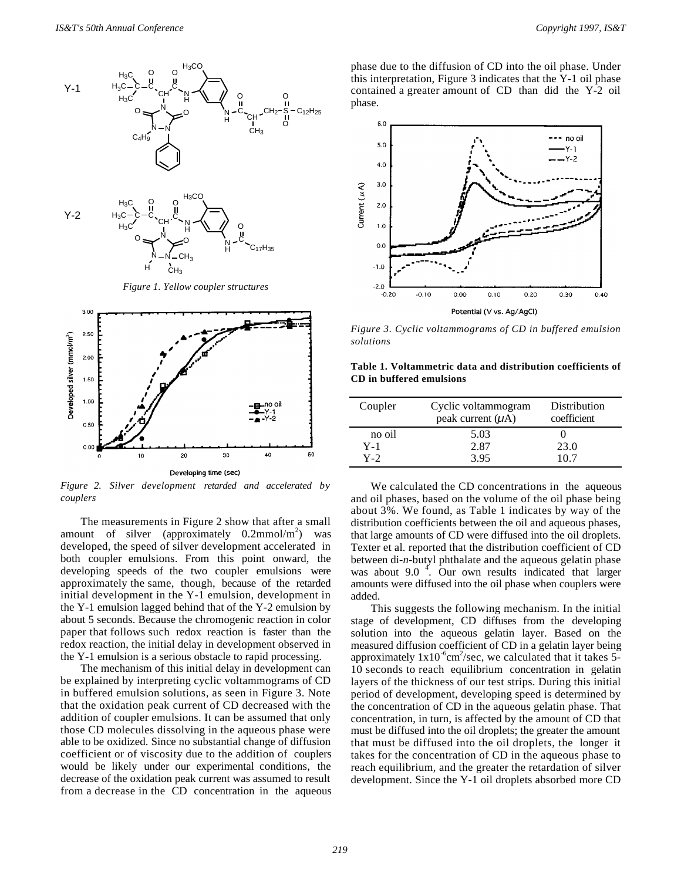*Figure 1. Yellow coupler structures*

*Figure 2. Silver development retarded and accelerated by couplers*

The measurements in Figure 2 show that after a small amount of silver (approximately 0.2mmol/$m^2$) was developed, the speed of silver development accelerated in both coupler emulsions. From this point onward, the developing speeds of the two coupler emulsions were approximately the same, though, because of the retarded initial development in the Y-1 emulsion, development in the Y-1 emulsion lagged behind that of the Y-2 emulsion by about 5 seconds. Because the chromogenic reaction in color paper that follows such redox reaction is faster than the redox reaction, the initial delay in development observed in the Y-1 emulsion is a serious obstacle to rapid processing.

The mechanism of this initial delay in development can be explained by interpreting cyclic voltammograms of CD in buffered emulsion solutions, as seen in Figure 3. Note that the oxidation peak current of CD decreased with the addition of coupler emulsions. It can be assumed that only those CD molecules dissolving in the aqueous phase were able to be oxidized. Since no substantial change of diffusion coefficient or of viscosity due to the addition of couplers would be likely under our experimental conditions, the decrease of the oxidation peak current was assumed to result from a decrease in the CD concentration in the aqueous phase due to the diffusion of CD into the oil phase. Under this interpretation, Figure 3 indicates that the Y-1 oil phase contained a greater amount of CD than did the Y-2 oil phase.

*Figure 3. Cyclic voltammograms of CD in buffered emulsion solutions*

**Table 1. Voltammetric data and distribution coefficients of CD in buffered emulsions**

| Coupler | Cyclic voltammogram peak current ($\mu$A) | Distribution coefficient |
|---|---|---|
| no oil | 5.03 | 0 |
| Y-1 | 2.87 | 23.0 |
| Y-2 | 3.95 | 10.7 |

We calculated the CD concentrations in the aqueous and oil phases, based on the volume of the oil phase being about 3%. We found, as Table 1 indicates by way of the distribution coefficients between the oil and aqueous phases, that large amounts of CD were diffused into the oil droplets. Texter et al. reported that the distribution coefficient of CD between di-*n*-butyl phthalate and the aqueous gelatin phase was about 9.0 [4]. Our own results indicated that larger amounts were diffused into the oil phase when couplers were added.

This suggests the following mechanism. In the initial stage of development, CD diffuses from the developing solution into the aqueous gelatin layer. Based on the measured diffusion coefficient of CD in a gelatin layer being approximately $1x10^{-6}cm^2$/sec, we calculated that it takes 5-10 seconds to reach equilibrium concentration in gelatin layers of the thickness of our test strips. During this initial period of development, developing speed is determined by the concentration of CD in the aqueous gelatin phase. That concentration, in turn, is affected by the amount of CD that must be diffused into the oil droplets; the greater the amount that must be diffused into the oil droplets, the longer it takes for the concentration of CD in the aqueous phase to reach equilibrium, and the greater the retardation of silver development. Since the Y-1 oil droplets absorbed more CD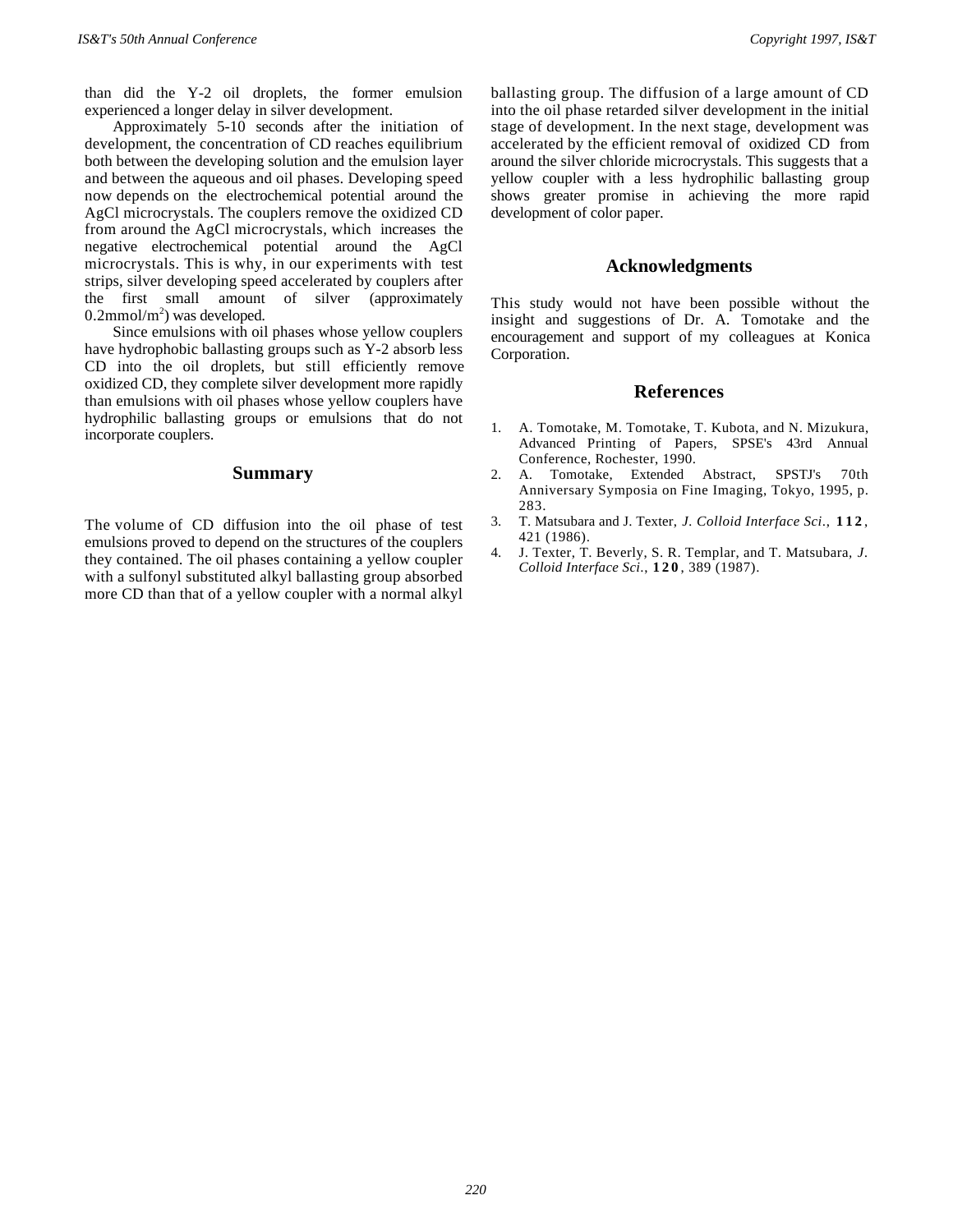than did the Y-2 oil droplets, the former emulsion experienced a longer delay in silver development.

Approximately 5-10 seconds after the initiation of development, the concentration of CD reaches equilibrium both between the developing solution and the emulsion layer and between the aqueous and oil phases. Developing speed now depends on the electrochemical potential around the AgCl microcrystals. The couplers remove the oxidized CD from around the AgCl microcrystals, which increases the negative electrochemical potential around the AgCl microcrystals. This is why, in our experiments with test strips, silver developing speed accelerated by couplers after the first small amount of silver (approximately $0.2 mmol/m^2$) was developed.

Since emulsions with oil phases whose yellow couplers have hydrophobic ballasting groups such as Y-2 absorb less CD into the oil droplets, but still efficiently remove oxidized CD, they complete silver development more rapidly than emulsions with oil phases whose yellow couplers have hydrophilic ballasting groups or emulsions that do not incorporate couplers.

## Summary

The volume of CD diffusion into the oil phase of test emulsions proved to depend on the structures of the couplers they contained. The oil phases containing a yellow coupler with a sulfonyl substituted alkyl ballasting group absorbed more CD than that of a yellow coupler with a normal alkyl ballasting group. The diffusion of a large amount of CD into the oil phase retarded silver development in the initial stage of development. In the next stage, development was accelerated by the efficient removal of oxidized CD from around the silver chloride microcrystals. This suggests that a yellow coupler with a less hydrophilic ballasting group shows greater promise in achieving the more rapid development of color paper.

## Acknowledgments

This study would not have been possible without the insight and suggestions of Dr. A. Tomotake and the encouragement and support of my colleagues at Konica Corporation.

## References

1. A. Tomotake, M. Tomotake, T. Kubota, and N. Mizukura, Advanced Printing of Papers, SPSE's 43rd Annual Conference, Rochester, 1990.
2. A. Tomotake, Extended Abstract, SPSTJ's 70th Anniversary Symposia on Fine Imaging, Tokyo, 1995, p. 283.
3. T. Matsubara and J. Texter, *J. Colloid Interface Sci.*, **112**, 421 (1986).
4. J. Texter, T. Beverly, S. R. Templar, and T. Matsubara, *J. Colloid Interface Sci.*, **120**, 389 (1987).